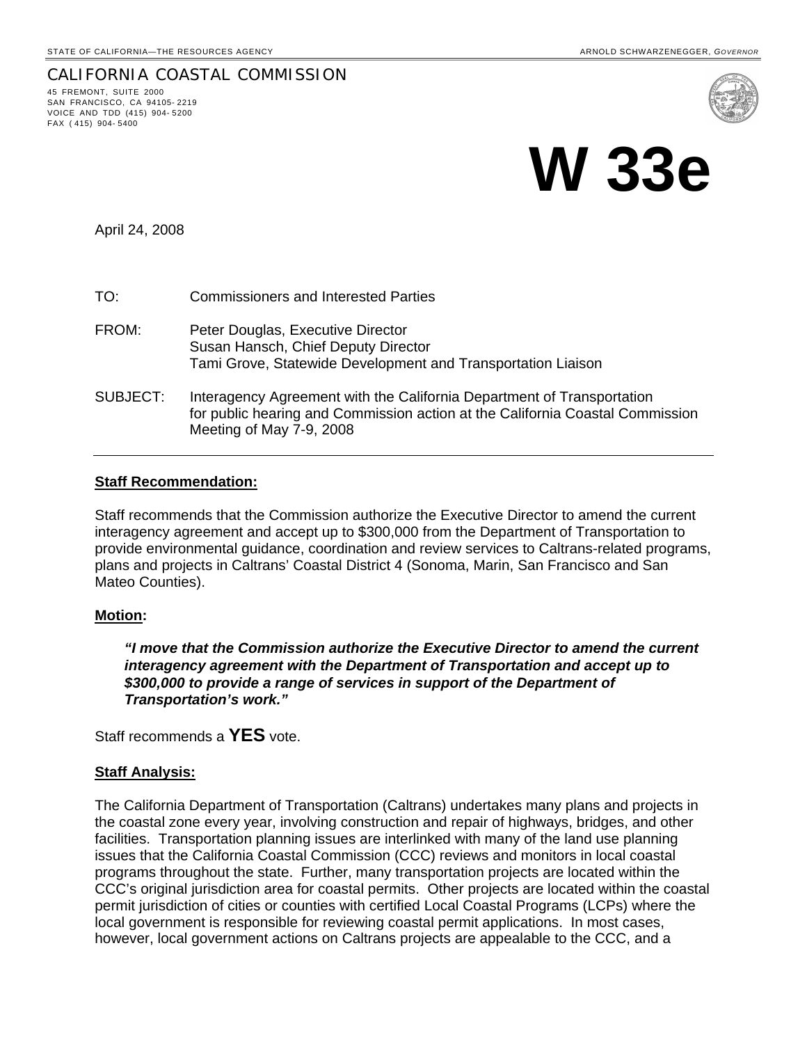STATE OF CALIFORNIA—THE RESOURCES AGENCY ARNOLD SCHWARZENEGGER, *GOVERNOR*

# CALIFORNIA COASTAL COMMISSION

45 FREMONT, SUITE 2000
SAN FRANCISCO, CA 94105-2219
VOICE AND TDD (415) 904-5200
FAX (415) 904-5400

# W 33e

April 24, 2008

TO: Commissioners and Interested Parties

FROM: Peter Douglas, Executive Director
Susan Hansch, Chief Deputy Director
Tami Grove, Statewide Development and Transportation Liaison

SUBJECT: Interagency Agreement with the California Department of Transportation for public hearing and Commission action at the California Coastal Commission Meeting of May 7-9, 2008

---

**Staff Recommendation:**

Staff recommends that the Commission authorize the Executive Director to amend the current interagency agreement and accept up to $300,000 from the Department of Transportation to provide environmental guidance, coordination and review services to Caltrans-related programs, plans and projects in Caltrans' Coastal District 4 (Sonoma, Marin, San Francisco and San Mateo Counties).

**Motion:**

> ***"I move that the Commission authorize the Executive Director to amend the current interagency agreement with the Department of Transportation and accept up to $300,000 to provide a range of services in support of the Department of Transportation's work."***

Staff recommends a **YES** vote.

**Staff Analysis:**

The California Department of Transportation (Caltrans) undertakes many plans and projects in the coastal zone every year, involving construction and repair of highways, bridges, and other facilities. Transportation planning issues are interlinked with many of the land use planning issues that the California Coastal Commission (CCC) reviews and monitors in local coastal programs throughout the state. Further, many transportation projects are located within the CCC's original jurisdiction area for coastal permits. Other projects are located within the coastal permit jurisdiction of cities or counties with certified Local Coastal Programs (LCPs) where the local government is responsible for reviewing coastal permit applications. In most cases, however, local government actions on Caltrans projects are appealable to the CCC, and a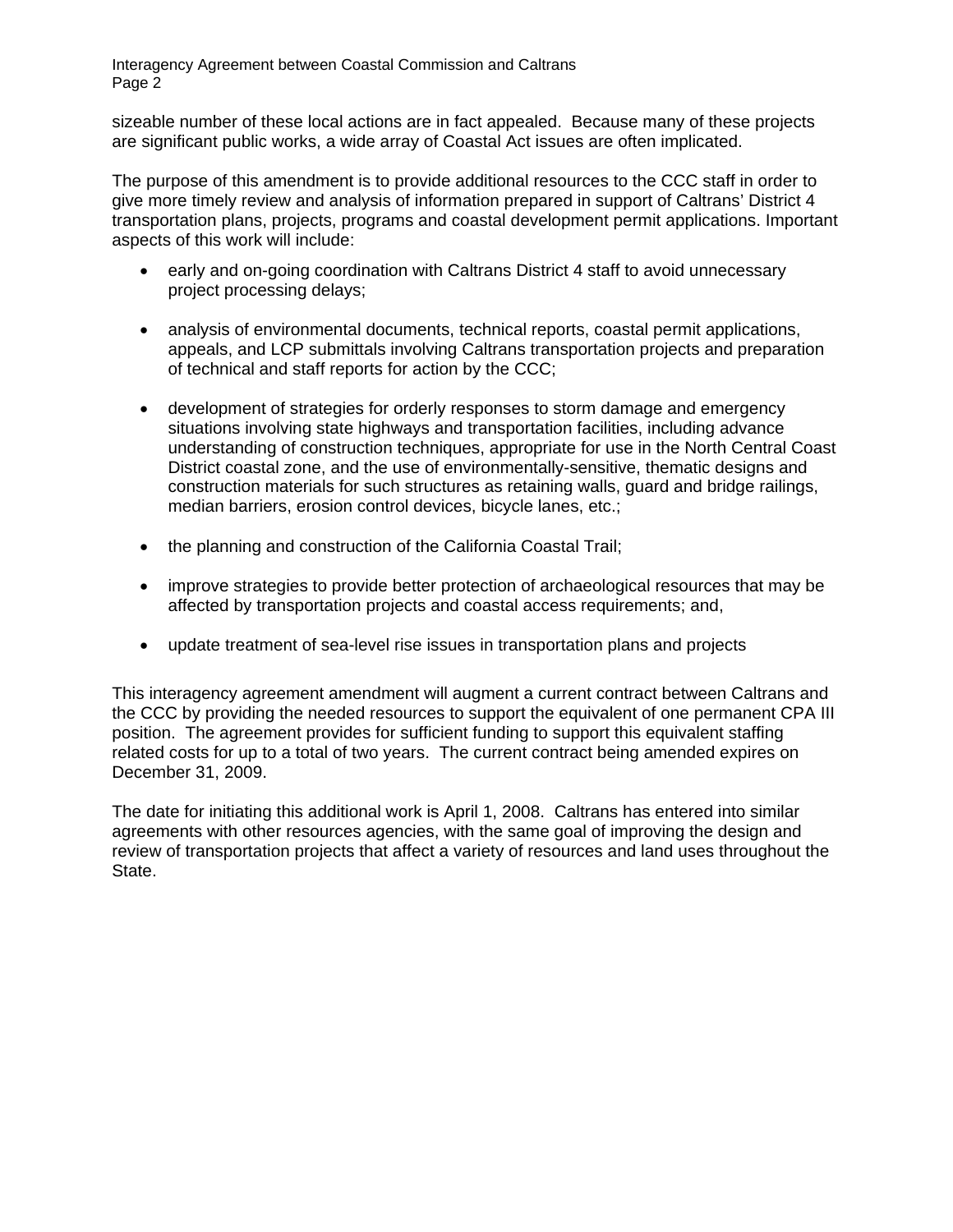sizeable number of these local actions are in fact appealed. Because many of these projects are significant public works, a wide array of Coastal Act issues are often implicated.

The purpose of this amendment is to provide additional resources to the CCC staff in order to give more timely review and analysis of information prepared in support of Caltrans' District 4 transportation plans, projects, programs and coastal development permit applications. Important aspects of this work will include:

- early and on-going coordination with Caltrans District 4 staff to avoid unnecessary project processing delays;
- analysis of environmental documents, technical reports, coastal permit applications, appeals, and LCP submittals involving Caltrans transportation projects and preparation of technical and staff reports for action by the CCC;
- development of strategies for orderly responses to storm damage and emergency situations involving state highways and transportation facilities, including advance understanding of construction techniques, appropriate for use in the North Central Coast District coastal zone, and the use of environmentally-sensitive, thematic designs and construction materials for such structures as retaining walls, guard and bridge railings, median barriers, erosion control devices, bicycle lanes, etc.;
- the planning and construction of the California Coastal Trail;
- improve strategies to provide better protection of archaeological resources that may be affected by transportation projects and coastal access requirements; and,
- update treatment of sea-level rise issues in transportation plans and projects

This interagency agreement amendment will augment a current contract between Caltrans and the CCC by providing the needed resources to support the equivalent of one permanent CPA III position. The agreement provides for sufficient funding to support this equivalent staffing related costs for up to a total of two years. The current contract being amended expires on December 31, 2009.

The date for initiating this additional work is April 1, 2008. Caltrans has entered into similar agreements with other resources agencies, with the same goal of improving the design and review of transportation projects that affect a variety of resources and land uses throughout the State.